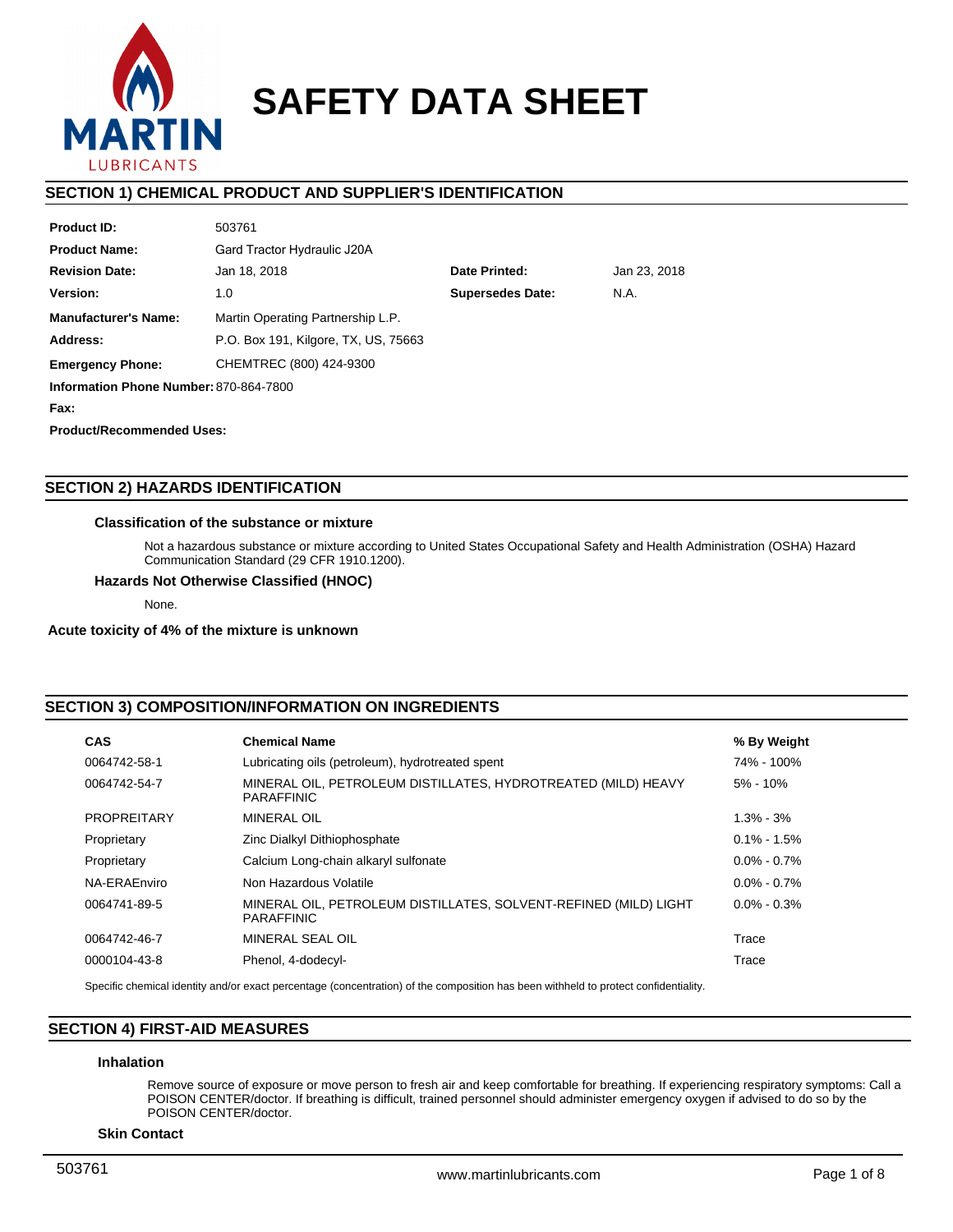# SAFETY DATA SHEET

## SECTION 1) CHEMICAL PRODUCT AND SUPPLIER'S IDENTIFICATION

| | | | |
|---|---|---|---|
| **Product ID:** | 503761 | | |
| **Product Name:** | Gard Tractor Hydraulic J20A | | |
| **Revision Date:** | Jan 18, 2018 | **Date Printed:** | Jan 23, 2018 |
| **Version:** | 1.0 | **Supersedes Date:** | N.A. |
| **Manufacturer's Name:** | Martin Operating Partnership L.P. | | |
| **Address:** | P.O. Box 191, Kilgore, TX, US, 75663 | | |
| **Emergency Phone:** | CHEMTREC (800) 424-9300 | | |
| **Information Phone Number:** | 870-864-7800 | | |
| **Fax:** | | | |
| **Product/Recommended Uses:** | | | |

## SECTION 2) HAZARDS IDENTIFICATION

### Classification of the substance or mixture

Not a hazardous substance or mixture according to United States Occupational Safety and Health Administration (OSHA) Hazard Communication Standard (29 CFR 1910.1200).

### Hazards Not Otherwise Classified (HNOC)

None.

**Acute toxicity of 4% of the mixture is unknown**

## SECTION 3) COMPOSITION/INFORMATION ON INGREDIENTS

| CAS | Chemical Name | % By Weight |
|---|---|---|
| 0064742-58-1 | Lubricating oils (petroleum), hydrotreated spent | 74% - 100% |
| 0064742-54-7 | MINERAL OIL, PETROLEUM DISTILLATES, HYDROTREATED (MILD) HEAVY PARAFFINIC | 5% - 10% |
| PROPREITARY | MINERAL OIL | 1.3% - 3% |
| Proprietary | Zinc Dialkyl Dithiophosphate | 0.1% - 1.5% |
| Proprietary | Calcium Long-chain alkaryl sulfonate | 0.0% - 0.7% |
| NA-ERAEnviro | Non Hazardous Volatile | 0.0% - 0.7% |
| 0064741-89-5 | MINERAL OIL, PETROLEUM DISTILLATES, SOLVENT-REFINED (MILD) LIGHT PARAFFINIC | 0.0% - 0.3% |
| 0064742-46-7 | MINERAL SEAL OIL | Trace |
| 0000104-43-8 | Phenol, 4-dodecyl- | Trace |

Specific chemical identity and/or exact percentage (concentration) of the composition has been withheld to protect confidentiality.

## SECTION 4) FIRST-AID MEASURES

### Inhalation

Remove source of exposure or move person to fresh air and keep comfortable for breathing. If experiencing respiratory symptoms: Call a POISON CENTER/doctor. If breathing is difficult, trained personnel should administer emergency oxygen if advised to do so by the POISON CENTER/doctor.

### Skin Contact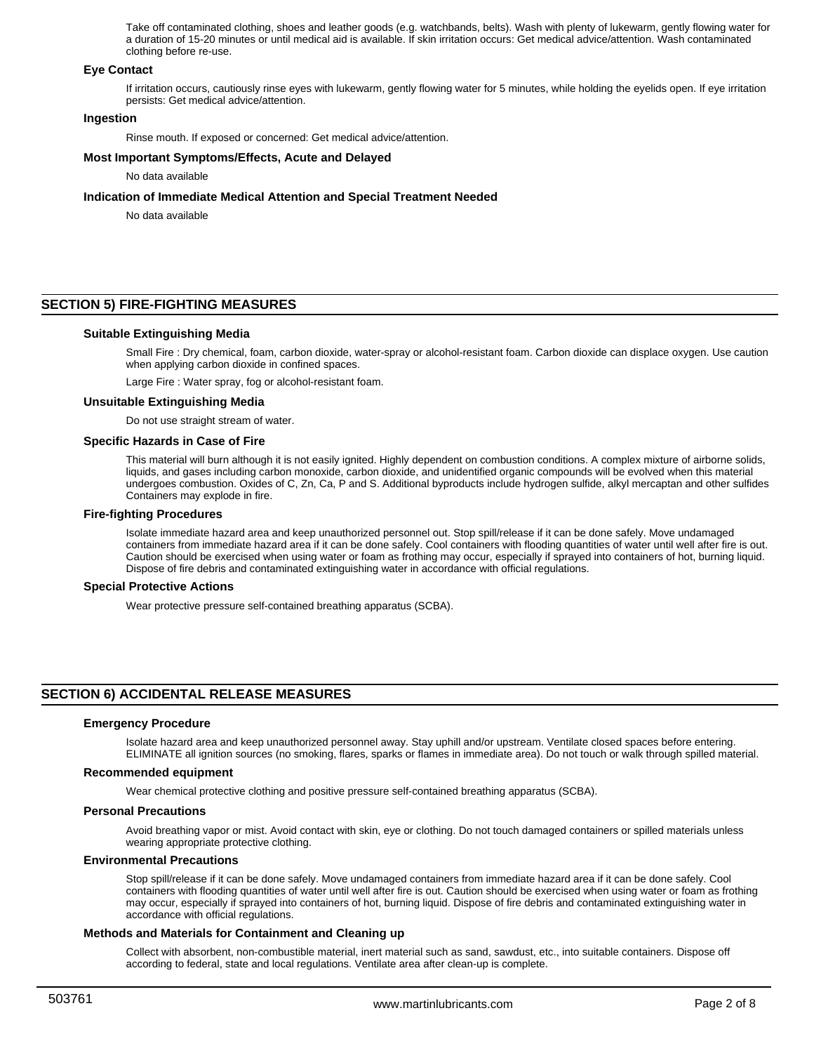Take off contaminated clothing, shoes and leather goods (e.g. watchbands, belts). Wash with plenty of lukewarm, gently flowing water for a duration of 15-20 minutes or until medical aid is available. If skin irritation occurs: Get medical advice/attention. Wash contaminated clothing before re-use.

### Eye Contact

If irritation occurs, cautiously rinse eyes with lukewarm, gently flowing water for 5 minutes, while holding the eyelids open. If eye irritation persists: Get medical advice/attention.

### Ingestion

Rinse mouth. If exposed or concerned: Get medical advice/attention.

### Most Important Symptoms/Effects, Acute and Delayed

No data available

### Indication of Immediate Medical Attention and Special Treatment Needed

No data available

## SECTION 5) FIRE-FIGHTING MEASURES

### Suitable Extinguishing Media

Small Fire : Dry chemical, foam, carbon dioxide, water-spray or alcohol-resistant foam. Carbon dioxide can displace oxygen. Use caution when applying carbon dioxide in confined spaces.

Large Fire : Water spray, fog or alcohol-resistant foam.

### Unsuitable Extinguishing Media

Do not use straight stream of water.

### Specific Hazards in Case of Fire

This material will burn although it is not easily ignited. Highly dependent on combustion conditions. A complex mixture of airborne solids, liquids, and gases including carbon monoxide, carbon dioxide, and unidentified organic compounds will be evolved when this material undergoes combustion. Oxides of C, Zn, Ca, P and S. Additional byproducts include hydrogen sulfide, alkyl mercaptan and other sulfides Containers may explode in fire.

### Fire-fighting Procedures

Isolate immediate hazard area and keep unauthorized personnel out. Stop spill/release if it can be done safely. Move undamaged containers from immediate hazard area if it can be done safely. Cool containers with flooding quantities of water until well after fire is out. Caution should be exercised when using water or foam as frothing may occur, especially if sprayed into containers of hot, burning liquid. Dispose of fire debris and contaminated extinguishing water in accordance with official regulations.

### Special Protective Actions

Wear protective pressure self-contained breathing apparatus (SCBA).

## SECTION 6) ACCIDENTAL RELEASE MEASURES

### Emergency Procedure

Isolate hazard area and keep unauthorized personnel away. Stay uphill and/or upstream. Ventilate closed spaces before entering. ELIMINATE all ignition sources (no smoking, flares, sparks or flames in immediate area). Do not touch or walk through spilled material.

### Recommended equipment

Wear chemical protective clothing and positive pressure self-contained breathing apparatus (SCBA).

### Personal Precautions

Avoid breathing vapor or mist. Avoid contact with skin, eye or clothing. Do not touch damaged containers or spilled materials unless wearing appropriate protective clothing.

### Environmental Precautions

Stop spill/release if it can be done safely. Move undamaged containers from immediate hazard area if it can be done safely. Cool containers with flooding quantities of water until well after fire is out. Caution should be exercised when using water or foam as frothing may occur, especially if sprayed into containers of hot, burning liquid. Dispose of fire debris and contaminated extinguishing water in accordance with official regulations.

### Methods and Materials for Containment and Cleaning up

Collect with absorbent, non-combustible material, inert material such as sand, sawdust, etc., into suitable containers. Dispose off according to federal, state and local regulations. Ventilate area after clean-up is complete.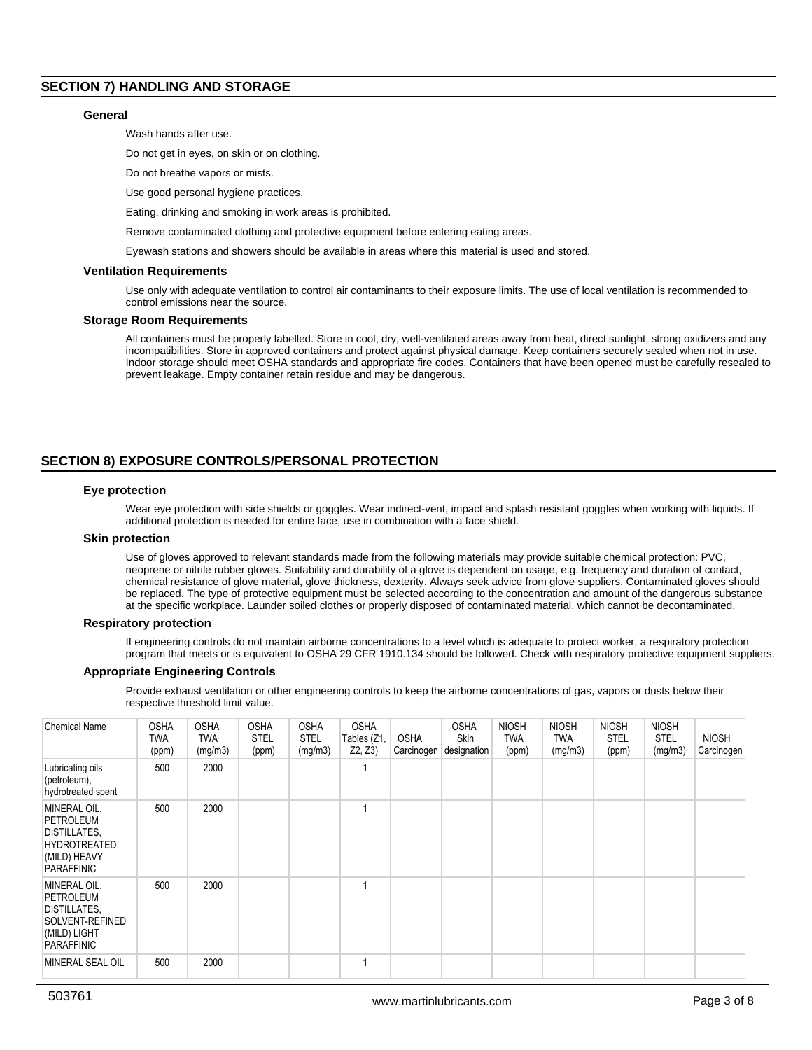## SECTION 7) HANDLING AND STORAGE

### General

Wash hands after use.

Do not get in eyes, on skin or on clothing.

Do not breathe vapors or mists.

Use good personal hygiene practices.

Eating, drinking and smoking in work areas is prohibited.

Remove contaminated clothing and protective equipment before entering eating areas.

Eyewash stations and showers should be available in areas where this material is used and stored.

### Ventilation Requirements

Use only with adequate ventilation to control air contaminants to their exposure limits. The use of local ventilation is recommended to control emissions near the source.

### Storage Room Requirements

All containers must be properly labelled. Store in cool, dry, well-ventilated areas away from heat, direct sunlight, strong oxidizers and any incompatibilities. Store in approved containers and protect against physical damage. Keep containers securely sealed when not in use. Indoor storage should meet OSHA standards and appropriate fire codes. Containers that have been opened must be carefully resealed to prevent leakage. Empty container retain residue and may be dangerous.

## SECTION 8) EXPOSURE CONTROLS/PERSONAL PROTECTION

### Eye protection

Wear eye protection with side shields or goggles. Wear indirect-vent, impact and splash resistant goggles when working with liquids. If additional protection is needed for entire face, use in combination with a face shield.

### Skin protection

Use of gloves approved to relevant standards made from the following materials may provide suitable chemical protection: PVC, neoprene or nitrile rubber gloves. Suitability and durability of a glove is dependent on usage, e.g. frequency and duration of contact, chemical resistance of glove material, glove thickness, dexterity. Always seek advice from glove suppliers. Contaminated gloves should be replaced. The type of protective equipment must be selected according to the concentration and amount of the dangerous substance at the specific workplace. Launder soiled clothes or properly disposed of contaminated material, which cannot be decontaminated.

### Respiratory protection

If engineering controls do not maintain airborne concentrations to a level which is adequate to protect worker, a respiratory protection program that meets or is equivalent to OSHA 29 CFR 1910.134 should be followed. Check with respiratory protective equipment suppliers.

### Appropriate Engineering Controls

Provide exhaust ventilation or other engineering controls to keep the airborne concentrations of gas, vapors or dusts below their respective threshold limit value.

| Chemical Name | OSHA TWA (ppm) | OSHA TWA (mg/m3) | OSHA STEL (ppm) | OSHA STEL (mg/m3) | OSHA Tables (Z1, Z2, Z3) | OSHA Carcinogen | OSHA Skin designation | NIOSH TWA (ppm) | NIOSH TWA (mg/m3) | NIOSH STEL (ppm) | NIOSH STEL (mg/m3) | NIOSH Carcinogen |
|---|---|---|---|---|---|---|---|---|---|---|---|---|
| Lubricating oils (petroleum), hydrotreated spent | 500 | 2000 | | | 1 | | | | | | | |
| MINERAL OIL, PETROLEUM DISTILLATES, HYDROTREATED (MILD) HEAVY PARAFFINIC | 500 | 2000 | | | 1 | | | | | | | |
| MINERAL OIL, PETROLEUM DISTILLATES, SOLVENT-REFINED (MILD) LIGHT PARAFFINIC | 500 | 2000 | | | 1 | | | | | | | |
| MINERAL SEAL OIL | 500 | 2000 | | | 1 | | | | | | | |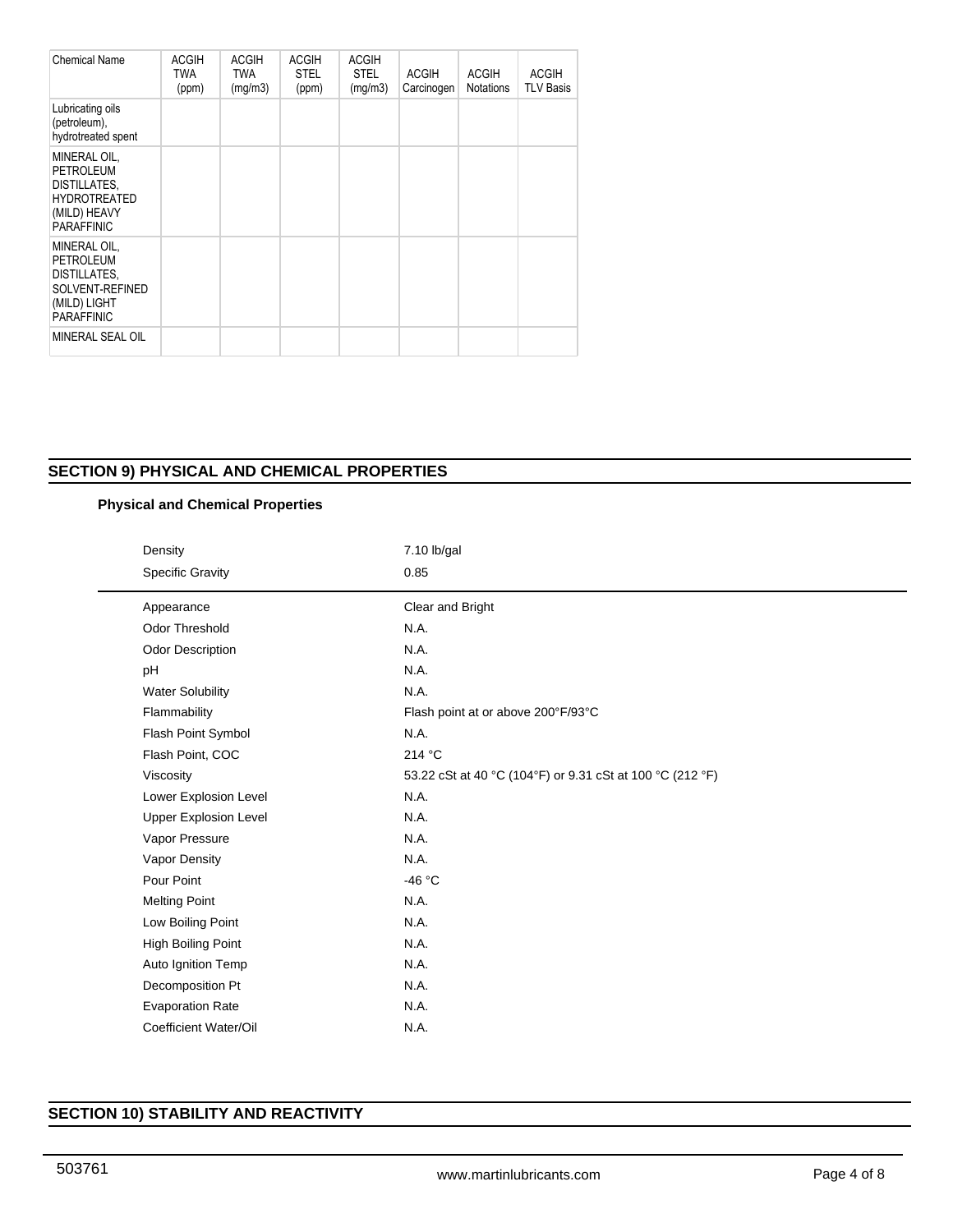| Chemical Name | ACGIH TWA (ppm) | ACGIH TWA (mg/m3) | ACGIH STEL (ppm) | ACGIH STEL (mg/m3) | ACGIH Carcinogen | ACGIH Notations | ACGIH TLV Basis |
|---|---|---|---|---|---|---|---|
| Lubricating oils (petroleum), hydrotreated spent | | | | | | | |
| MINERAL OIL, PETROLEUM DISTILLATES, HYDROTREATED (MILD) HEAVY PARAFFINIC | | | | | | | |
| MINERAL OIL, PETROLEUM DISTILLATES, SOLVENT-REFINED (MILD) LIGHT PARAFFINIC | | | | | | | |
| MINERAL SEAL OIL | | | | | | | |

## SECTION 9) PHYSICAL AND CHEMICAL PROPERTIES

### Physical and Chemical Properties

| | |
|---|---|
| Density | 7.10 lb/gal |
| Specific Gravity | 0.85 |
| Appearance | Clear and Bright |
| Odor Threshold | N.A. |
| Odor Description | N.A. |
| pH | N.A. |
| Water Solubility | N.A. |
| Flammability | Flash point at or above 200°F/93°C |
| Flash Point Symbol | N.A. |
| Flash Point, COC | 214 °C |
| Viscosity | 53.22 cSt at 40 °C (104°F) or 9.31 cSt at 100 °C (212 °F) |
| Lower Explosion Level | N.A. |
| Upper Explosion Level | N.A. |
| Vapor Pressure | N.A. |
| Vapor Density | N.A. |
| Pour Point | -46 °C |
| Melting Point | N.A. |
| Low Boiling Point | N.A. |
| High Boiling Point | N.A. |
| Auto Ignition Temp | N.A. |
| Decomposition Pt | N.A. |
| Evaporation Rate | N.A. |
| Coefficient Water/Oil | N.A. |

## SECTION 10) STABILITY AND REACTIVITY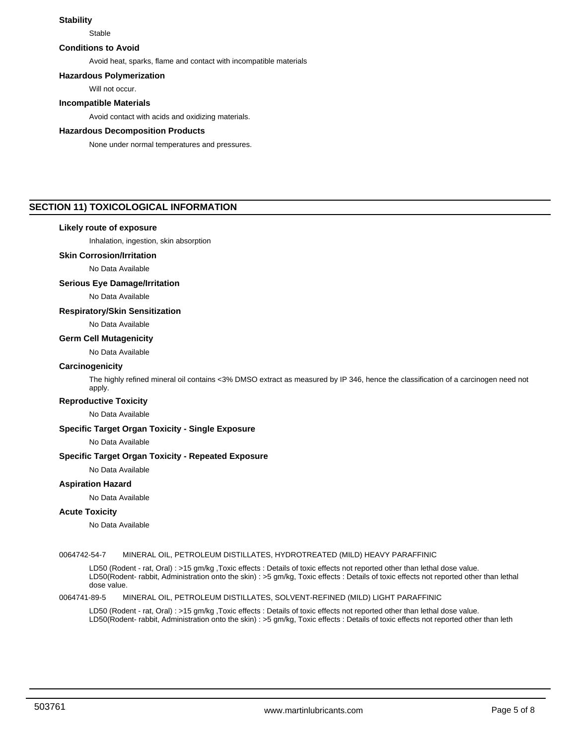### Stability

Stable

### Conditions to Avoid

Avoid heat, sparks, flame and contact with incompatible materials

### Hazardous Polymerization

Will not occur.

### Incompatible Materials

Avoid contact with acids and oxidizing materials.

### Hazardous Decomposition Products

None under normal temperatures and pressures.

## SECTION 11) TOXICOLOGICAL INFORMATION

### Likely route of exposure

Inhalation, ingestion, skin absorption

### Skin Corrosion/Irritation

No Data Available

### Serious Eye Damage/Irritation

No Data Available

### Respiratory/Skin Sensitization

No Data Available

### Germ Cell Mutagenicity

No Data Available

### Carcinogenicity

The highly refined mineral oil contains <3% DMSO extract as measured by IP 346, hence the classification of a carcinogen need not apply.

### Reproductive Toxicity

No Data Available

### Specific Target Organ Toxicity - Single Exposure

No Data Available

### Specific Target Organ Toxicity - Repeated Exposure

No Data Available

### Aspiration Hazard

No Data Available

### Acute Toxicity

No Data Available

0064742-54-7 MINERAL OIL, PETROLEUM DISTILLATES, HYDROTREATED (MILD) HEAVY PARAFFINIC

LD50 (Rodent - rat, Oral) : >15 gm/kg ,Toxic effects : Details of toxic effects not reported other than lethal dose value.
LD50(Rodent- rabbit, Administration onto the skin) : >5 gm/kg, Toxic effects : Details of toxic effects not reported other than lethal dose value.

0064741-89-5 MINERAL OIL, PETROLEUM DISTILLATES, SOLVENT-REFINED (MILD) LIGHT PARAFFINIC

LD50 (Rodent - rat, Oral) : >15 gm/kg ,Toxic effects : Details of toxic effects not reported other than lethal dose value.
LD50(Rodent- rabbit, Administration onto the skin) : >5 gm/kg, Toxic effects : Details of toxic effects not reported other than leth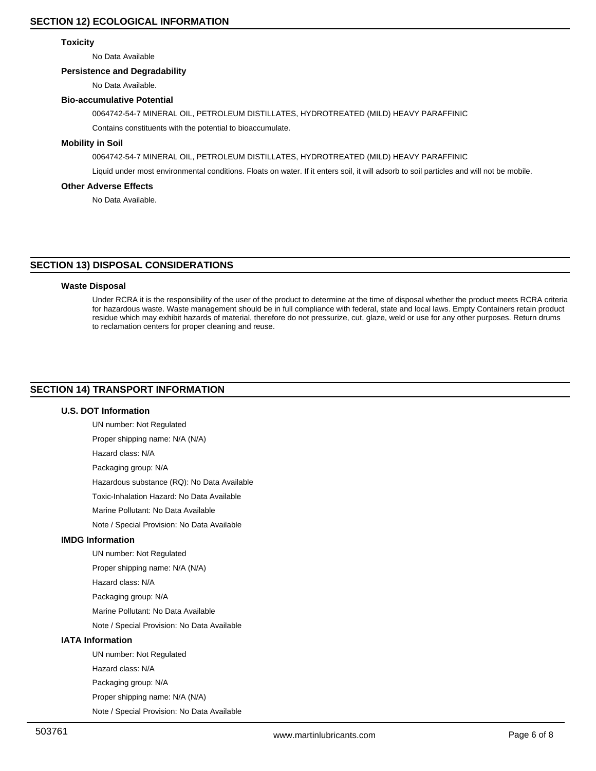## SECTION 12) ECOLOGICAL INFORMATION

### Toxicity

No Data Available

### Persistence and Degradability

No Data Available.

### Bio-accumulative Potential

0064742-54-7 MINERAL OIL, PETROLEUM DISTILLATES, HYDROTREATED (MILD) HEAVY PARAFFINIC

Contains constituents with the potential to bioaccumulate.

### Mobility in Soil

0064742-54-7 MINERAL OIL, PETROLEUM DISTILLATES, HYDROTREATED (MILD) HEAVY PARAFFINIC

Liquid under most environmental conditions. Floats on water. If it enters soil, it will adsorb to soil particles and will not be mobile.

### Other Adverse Effects

No Data Available.

## SECTION 13) DISPOSAL CONSIDERATIONS

### Waste Disposal

Under RCRA it is the responsibility of the user of the product to determine at the time of disposal whether the product meets RCRA criteria for hazardous waste. Waste management should be in full compliance with federal, state and local laws. Empty Containers retain product residue which may exhibit hazards of material, therefore do not pressurize, cut, glaze, weld or use for any other purposes. Return drums to reclamation centers for proper cleaning and reuse.

## SECTION 14) TRANSPORT INFORMATION

### U.S. DOT Information

UN number: Not Regulated

Proper shipping name: N/A (N/A)

Hazard class: N/A

Packaging group: N/A

Hazardous substance (RQ): No Data Available

Toxic-Inhalation Hazard: No Data Available

Marine Pollutant: No Data Available

Note / Special Provision: No Data Available

### IMDG Information

UN number: Not Regulated

Proper shipping name: N/A (N/A)

Hazard class: N/A

Packaging group: N/A

Marine Pollutant: No Data Available

Note / Special Provision: No Data Available

### IATA Information

UN number: Not Regulated

Hazard class: N/A

Packaging group: N/A

Proper shipping name: N/A (N/A)

Note / Special Provision: No Data Available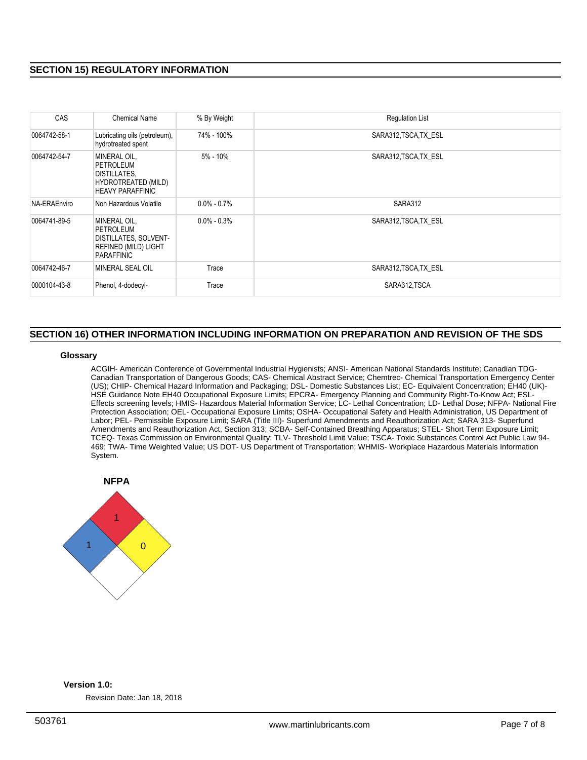## SECTION 15) REGULATORY INFORMATION

| CAS | Chemical Name | % By Weight | Regulation List |
|---|---|---|---|
| 0064742-58-1 | Lubricating oils (petroleum), hydrotreated spent | 74% - 100% | SARA312,TSCA,TX_ESL |
| 0064742-54-7 | MINERAL OIL, PETROLEUM DISTILLATES, HYDROTREATED (MILD) HEAVY PARAFFINIC | 5% - 10% | SARA312,TSCA,TX_ESL |
| NA-ERAEnviro | Non Hazardous Volatile | 0.0% - 0.7% | SARA312 |
| 0064741-89-5 | MINERAL OIL, PETROLEUM DISTILLATES, SOLVENT-REFINED (MILD) LIGHT PARAFFINIC | 0.0% - 0.3% | SARA312,TSCA,TX_ESL |
| 0064742-46-7 | MINERAL SEAL OIL | Trace | SARA312,TSCA,TX_ESL |
| 0000104-43-8 | Phenol, 4-dodecyl- | Trace | SARA312,TSCA |

## SECTION 16) OTHER INFORMATION INCLUDING INFORMATION ON PREPARATION AND REVISION OF THE SDS

### Glossary

ACGIH- American Conference of Governmental Industrial Hygienists; ANSI- American National Standards Institute; Canadian TDG- Canadian Transportation of Dangerous Goods; CAS- Chemical Abstract Service; Chemtrec- Chemical Transportation Emergency Center (US); CHIP- Chemical Hazard Information and Packaging; DSL- Domestic Substances List; EC- Equivalent Concentration; EH40 (UK)- HSE Guidance Note EH40 Occupational Exposure Limits; EPCRA- Emergency Planning and Community Right-To-Know Act; ESL- Effects screening levels; HMIS- Hazardous Material Information Service; LC- Lethal Concentration; LD- Lethal Dose; NFPA- National Fire Protection Association; OEL- Occupational Exposure Limits; OSHA- Occupational Safety and Health Administration, US Department of Labor; PEL- Permissible Exposure Limit; SARA (Title III)- Superfund Amendments and Reauthorization Act; SARA 313- Superfund Amendments and Reauthorization Act, Section 313; SCBA- Self-Contained Breathing Apparatus; STEL- Short Term Exposure Limit; TCEQ- Texas Commission on Environmental Quality; TLV- Threshold Limit Value; TSCA- Toxic Substances Control Act Public Law 94-469; TWA- Time Weighted Value; US DOT- US Department of Transportation; WHMIS- Workplace Hazardous Materials Information System.

**NFPA**

Flammability (red): 1
Health (blue): 1
Instability (yellow): 0

**Version 1.0:**

Revision Date: Jan 18, 2018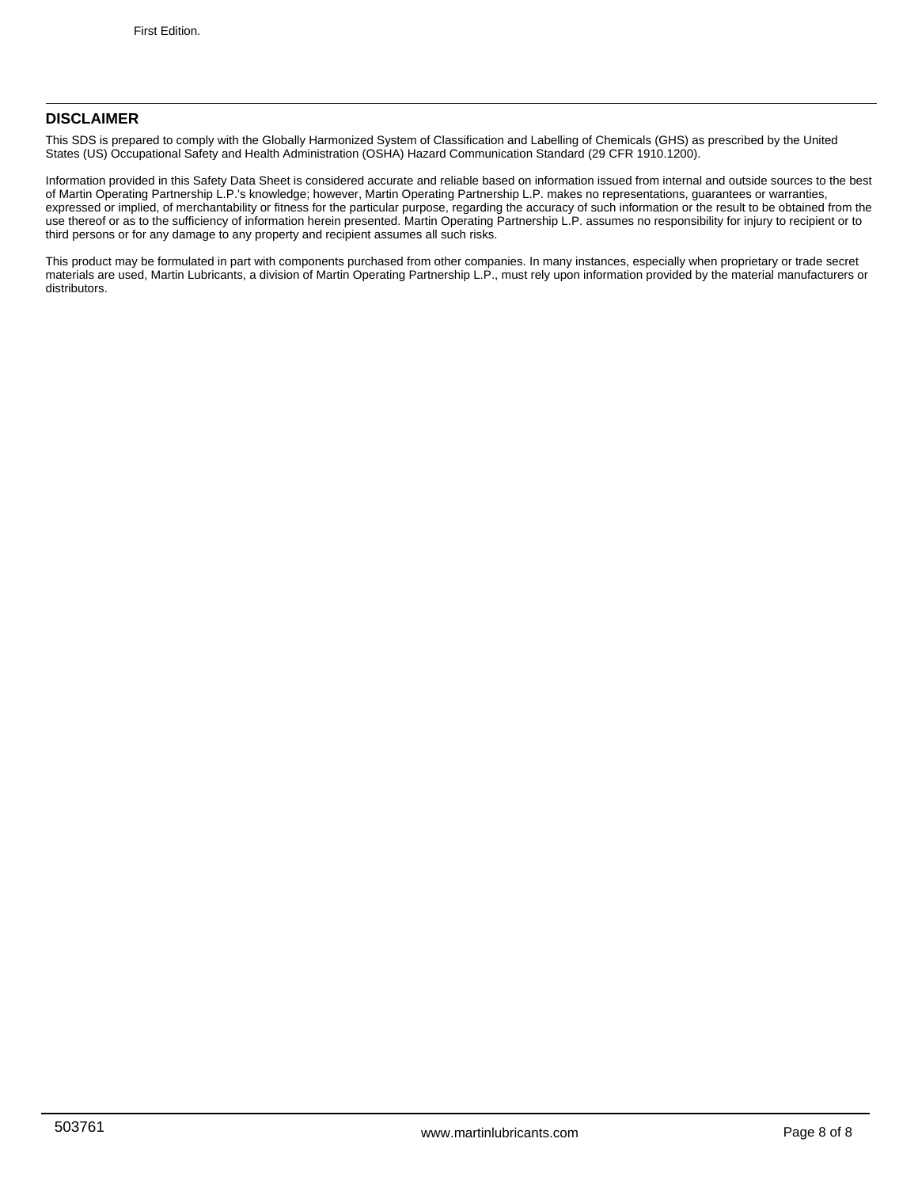First Edition.

## DISCLAIMER

This SDS is prepared to comply with the Globally Harmonized System of Classification and Labelling of Chemicals (GHS) as prescribed by the United States (US) Occupational Safety and Health Administration (OSHA) Hazard Communication Standard (29 CFR 1910.1200).

Information provided in this Safety Data Sheet is considered accurate and reliable based on information issued from internal and outside sources to the best of Martin Operating Partnership L.P.'s knowledge; however, Martin Operating Partnership L.P. makes no representations, guarantees or warranties, expressed or implied, of merchantability or fitness for the particular purpose, regarding the accuracy of such information or the result to be obtained from the use thereof or as to the sufficiency of information herein presented. Martin Operating Partnership L.P. assumes no responsibility for injury to recipient or to third persons or for any damage to any property and recipient assumes all such risks.

This product may be formulated in part with components purchased from other companies. In many instances, especially when proprietary or trade secret materials are used, Martin Lubricants, a division of Martin Operating Partnership L.P., must rely upon information provided by the material manufacturers or distributors.